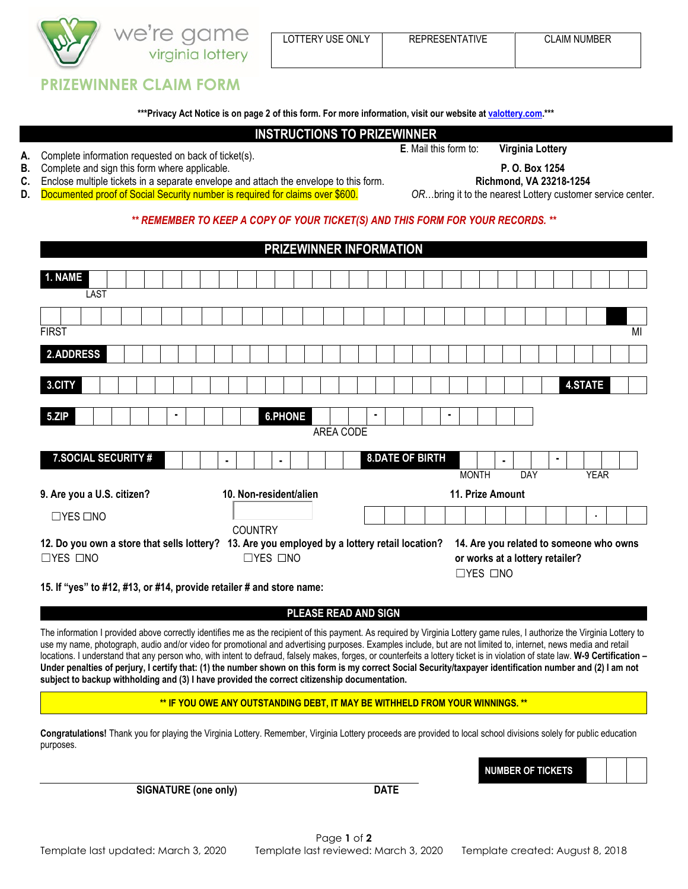we're game virginia lottery

# PRIZEWINNER CLAIM FORM

| LOTTERY USE ONLY | REPRESENTATIVE | CLAIM NUMBER |
|---|---|---|
| | | |

***Privacy Act Notice is on page 2 of this form. For more information, visit our website at valottery.com.***

## INSTRUCTIONS TO PRIZEWINNER

**A.** Complete information requested on back of ticket(s).
**B.** Complete and sign this form where applicable.
**C.** Enclose multiple tickets in a separate envelope and attach the envelope to this form.
**D.** Documented proof of Social Security number is required for claims over $600.

**E.** Mail this form to: **Virginia Lottery**
**P. O. Box 1254**
**Richmond, VA 23218-1254**
*OR*…bring it to the nearest Lottery customer service center.

***\*\* REMEMBER TO KEEP A COPY OF YOUR TICKET(S) AND THIS FORM FOR YOUR RECORDS. \*\****

## PRIZEWINNER INFORMATION

**1. NAME** ______________________
LAST

______________________
FIRST MI

**2. ADDRESS** ______________________

**3. CITY** ______________________ **4. STATE** ____

**5. ZIP** _____ - ____ **6. PHONE** ___ - ___ - ____
AREA CODE

**7. SOCIAL SECURITY #** ___ - __ - ____ **8. DATE OF BIRTH** __ - __ - ____
MONTH DAY YEAR

**9. Are you a U.S. citizen?**
☐YES ☐NO

**10. Non-resident/alien**
COUNTRY

**11. Prize Amount**
_________ . __

**12. Do you own a store that sells lottery?**
☐YES ☐NO

**13. Are you employed by a lottery retail location?**
☐YES ☐NO

**14. Are you related to someone who owns or works at a lottery retailer?**
☐YES ☐NO

**15. If "yes" to #12, #13, or #14, provide retailer # and store name:**

## PLEASE READ AND SIGN

The information I provided above correctly identifies me as the recipient of this payment. As required by Virginia Lottery game rules, I authorize the Virginia Lottery to use my name, photograph, audio and/or video for promotional and advertising purposes. Examples include, but are not limited to, internet, news media and retail locations. I understand that any person who, with intent to defraud, falsely makes, forges, or counterfeits a lottery ticket is in violation of state law. **W-9 Certification – Under penalties of perjury, I certify that: (1) the number shown on this form is my correct Social Security/taxpayer identification number and (2) I am not subject to backup withholding and (3) I have provided the correct citizenship documentation.**

**\*\* IF YOU OWE ANY OUTSTANDING DEBT, IT MAY BE WITHHELD FROM YOUR WINNINGS. \*\***

**Congratulations!** Thank you for playing the Virginia Lottery. Remember, Virginia Lottery proceeds are provided to local school divisions solely for public education purposes.

**NUMBER OF TICKETS** ___

______________________________
**SIGNATURE (one only)** **DATE**

Template last updated: March 3, 2020 Template last reviewed: March 3, 2020 Template created: August 8, 2018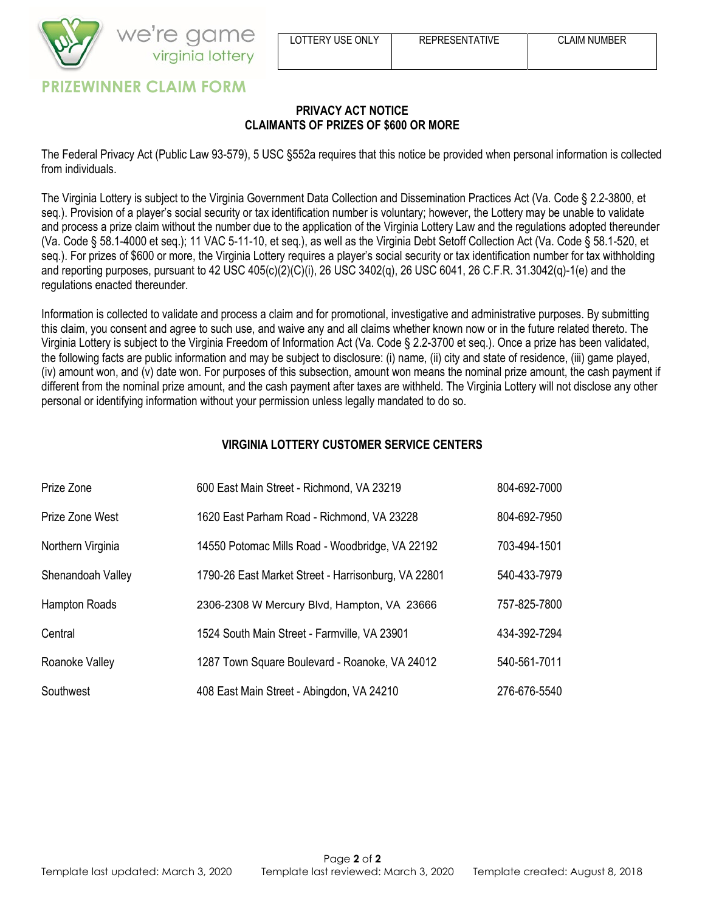we're game
virginia lottery

| LOTTERY USE ONLY | REPRESENTATIVE | CLAIM NUMBER |
|---|---|---|
| | | |

## PRIZEWINNER CLAIM FORM

### PRIVACY ACT NOTICE
### CLAIMANTS OF PRIZES OF $600 OR MORE

The Federal Privacy Act (Public Law 93-579), 5 USC §552a requires that this notice be provided when personal information is collected from individuals.

The Virginia Lottery is subject to the Virginia Government Data Collection and Dissemination Practices Act (Va. Code § 2.2-3800, et seq.). Provision of a player's social security or tax identification number is voluntary; however, the Lottery may be unable to validate and process a prize claim without the number due to the application of the Virginia Lottery Law and the regulations adopted thereunder (Va. Code § 58.1-4000 et seq.); 11 VAC 5-11-10, et seq.), as well as the Virginia Debt Setoff Collection Act (Va. Code § 58.1-520, et seq.). For prizes of $600 or more, the Virginia Lottery requires a player's social security or tax identification number for tax withholding and reporting purposes, pursuant to 42 USC 405(c)(2)(C)(i), 26 USC 3402(q), 26 USC 6041, 26 C.F.R. 31.3042(q)-1(e) and the regulations enacted thereunder.

Information is collected to validate and process a claim and for promotional, investigative and administrative purposes. By submitting this claim, you consent and agree to such use, and waive any and all claims whether known now or in the future related thereto. The Virginia Lottery is subject to the Virginia Freedom of Information Act (Va. Code § 2.2-3700 et seq.). Once a prize has been validated, the following facts are public information and may be subject to disclosure: (i) name, (ii) city and state of residence, (iii) game played, (iv) amount won, and (v) date won. For purposes of this subsection, amount won means the nominal prize amount, the cash payment if different from the nominal prize amount, and the cash payment after taxes are withheld. The Virginia Lottery will not disclose any other personal or identifying information without your permission unless legally mandated to do so.

### VIRGINIA LOTTERY CUSTOMER SERVICE CENTERS

| | | |
|---|---|---|
| Prize Zone | 600 East Main Street - Richmond, VA 23219 | 804-692-7000 |
| Prize Zone West | 1620 East Parham Road - Richmond, VA 23228 | 804-692-7950 |
| Northern Virginia | 14550 Potomac Mills Road - Woodbridge, VA 22192 | 703-494-1501 |
| Shenandoah Valley | 1790-26 East Market Street - Harrisonburg, VA 22801 | 540-433-7979 |
| Hampton Roads | 2306-2308 W Mercury Blvd, Hampton, VA 23666 | 757-825-7800 |
| Central | 1524 South Main Street - Farmville, VA 23901 | 434-392-7294 |
| Roanoke Valley | 1287 Town Square Boulevard - Roanoke, VA 24012 | 540-561-7011 |
| Southwest | 408 East Main Street - Abingdon, VA 24210 | 276-676-5540 |

Template last updated: March 3, 2020 Template last reviewed: March 3, 2020 Template created: August 8, 2018